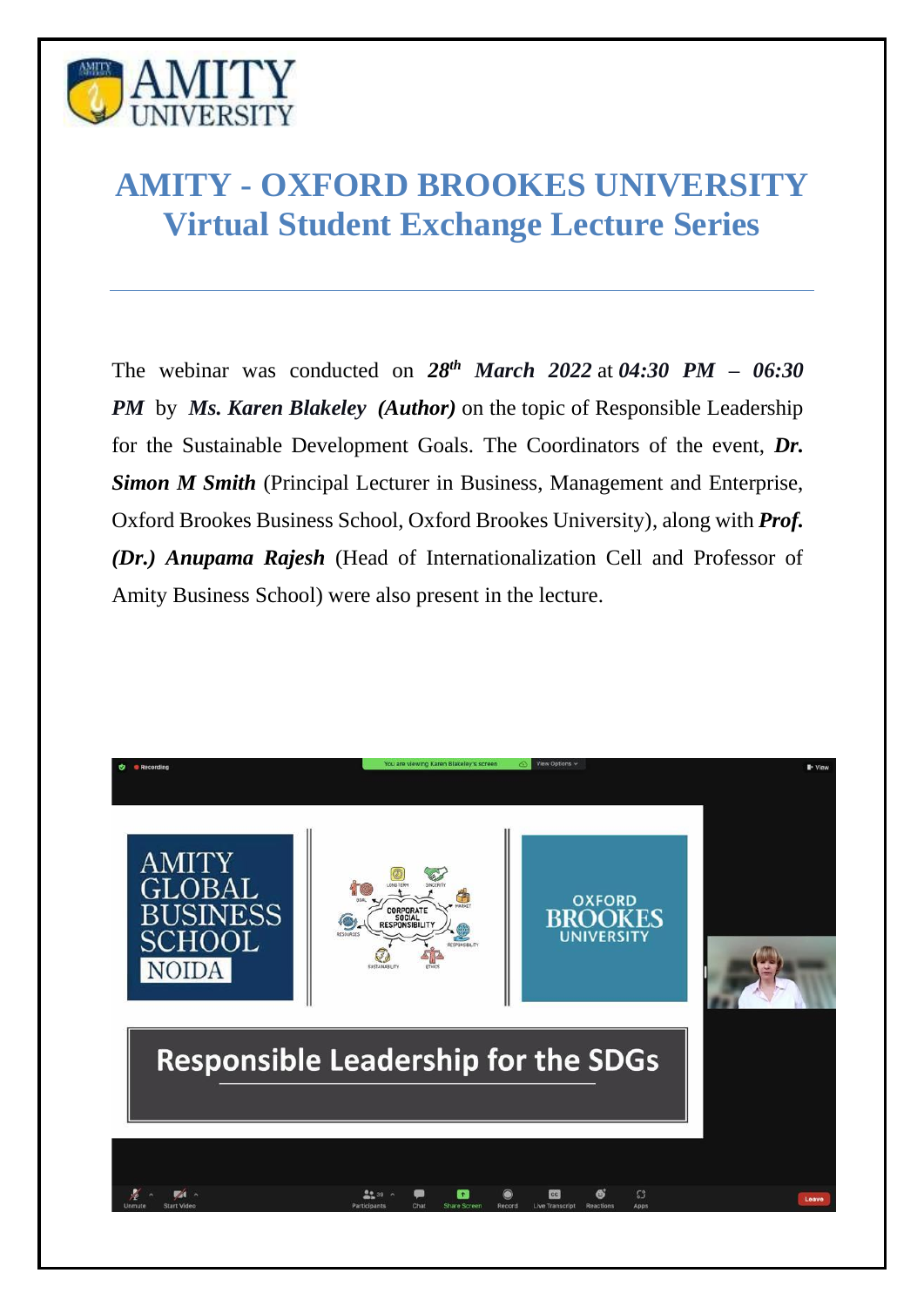# AMITY - OXFORD BROOKES UNIVERSITY
## Virtual Student Exchange Lecture Series

---

The webinar was conducted on ***28th March 2022*** at ***04:30 PM – 06:30 PM*** by ***Ms. Karen Blakeley (Author)*** on the topic of Responsible Leadership for the Sustainable Development Goals. The Coordinators of the event, ***Dr. Simon M Smith*** (Principal Lecturer in Business, Management and Enterprise, Oxford Brookes Business School, Oxford Brookes University), along with ***Prof. (Dr.) Anupama Rajesh*** (Head of Internationalization Cell and Professor of Amity Business School) were also present in the lecture.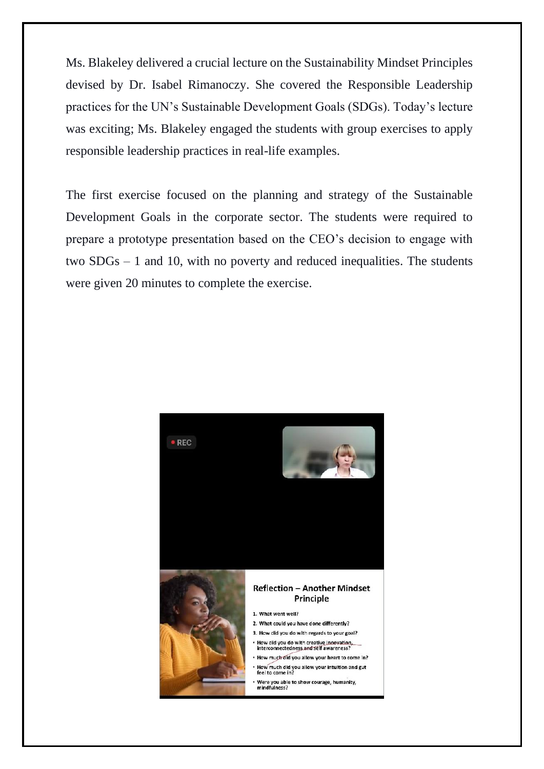Ms. Blakeley delivered a crucial lecture on the Sustainability Mindset Principles devised by Dr. Isabel Rimanoczy. She covered the Responsible Leadership practices for the UN's Sustainable Development Goals (SDGs). Today's lecture was exciting; Ms. Blakeley engaged the students with group exercises to apply responsible leadership practices in real-life examples.

The first exercise focused on the planning and strategy of the Sustainable Development Goals in the corporate sector. The students were required to prepare a prototype presentation based on the CEO's decision to engage with two SDGs – 1 and 10, with no poverty and reduced inequalities. The students were given 20 minutes to complete the exercise.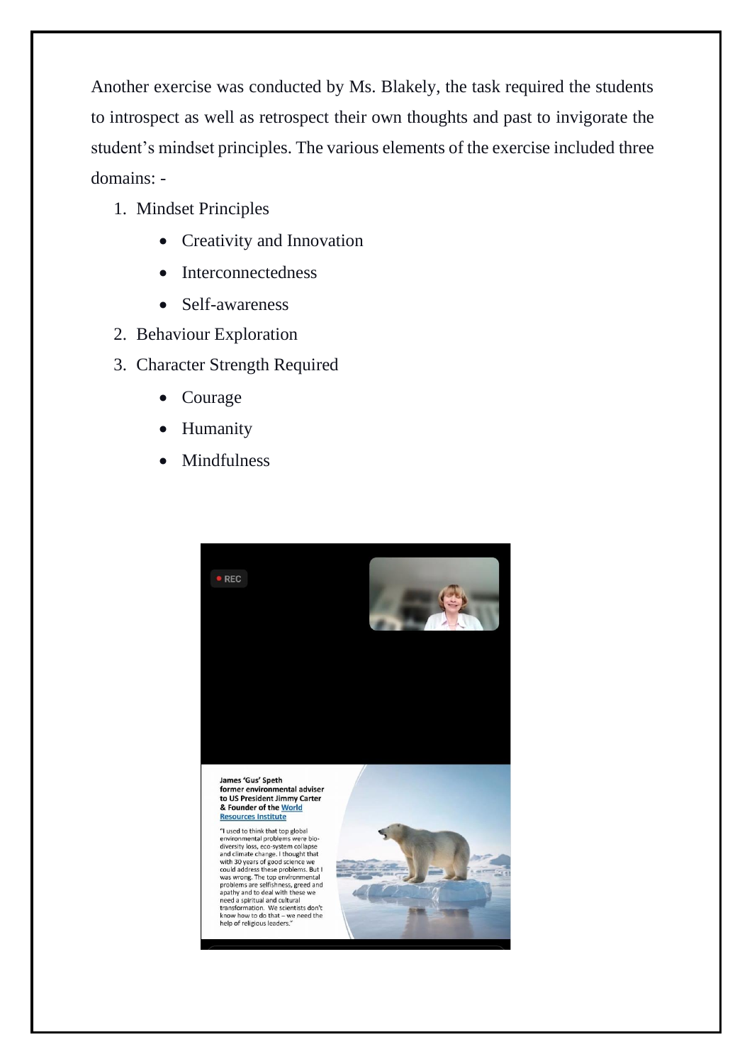Another exercise was conducted by Ms. Blakely, the task required the students to introspect as well as retrospect their own thoughts and past to invigorate the student's mindset principles. The various elements of the exercise included three domains: -

1. Mindset Principles
   - Creativity and Innovation
   - Interconnectedness
   - Self-awareness
2. Behaviour Exploration
3. Character Strength Required
   - Courage
   - Humanity
   - Mindfulness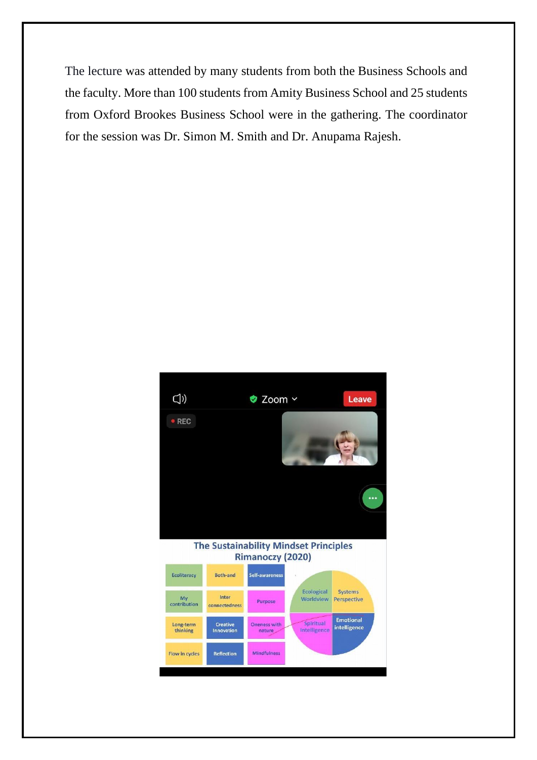The lecture was attended by many students from both the Business Schools and the faculty. More than 100 students from Amity Business School and 25 students from Oxford Brookes Business School were in the gathering. The coordinator for the session was Dr. Simon M. Smith and Dr. Anupama Rajesh.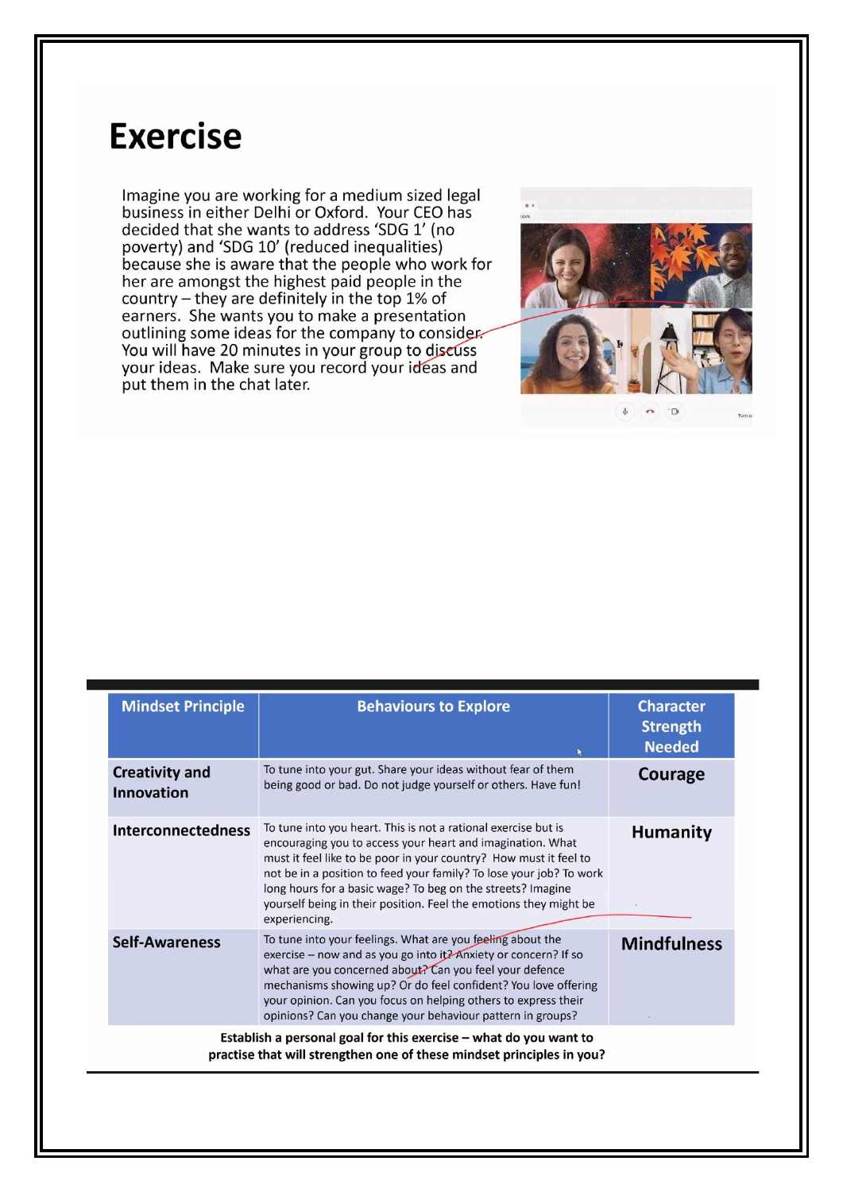# Exercise

Imagine you are working for a medium sized legal business in either Delhi or Oxford. Your CEO has decided that she wants to address 'SDG 1' (no poverty) and 'SDG 10' (reduced inequalities) because she is aware that the people who work for her are amongst the highest paid people in the country – they are definitely in the top 1% of earners. She wants you to make a presentation outlining some ideas for the company to consider. You will have 20 minutes in your group to discuss your ideas. Make sure you record your ideas and put them in the chat later.

| Mindset Principle | Behaviours to Explore | Character Strength Needed |
|---|---|---|
| **Creativity and Innovation** | To tune into your gut. Share your ideas without fear of them being good or bad. Do not judge yourself or others. Have fun! | **Courage** |
| **Interconnectedness** | To tune into you heart. This is not a rational exercise but is encouraging you to access your heart and imagination. What must it feel like to be poor in your country? How must it feel to not be in a position to feed your family? To lose your job? To work long hours for a basic wage? To beg on the streets? Imagine yourself being in their position. Feel the emotions they might be experiencing. | **Humanity** |
| **Self-Awareness** | To tune into your feelings. What are you feeling about the exercise – now and as you go into it? Anxiety or concern? If so what are you concerned about? Can you feel your defence mechanisms showing up? Or do feel confident? You love offering your opinion. Can you focus on helping others to express their opinions? Can you change your behaviour pattern in groups? | **Mindfulness** |

**Establish a personal goal for this exercise – what do you want to practise that will strengthen one of these mindset principles in you?**